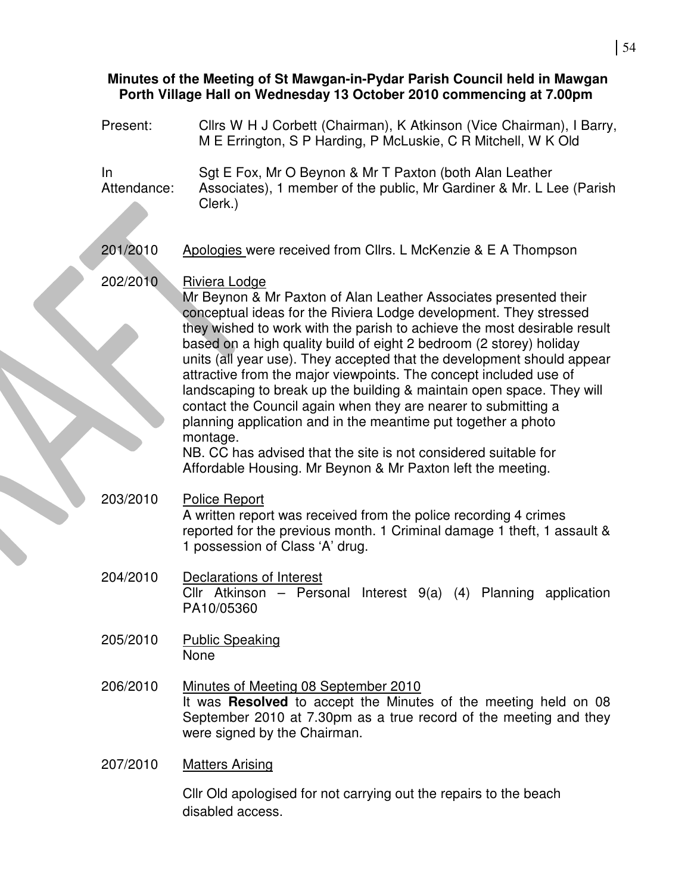**Minutes of the Meeting of St Mawgan-in-Pydar Parish Council held in Mawgan Porth Village Hall on Wednesday 13 October 2010 commencing at 7.00pm**

Present: Cllrs W H J Corbett (Chairman), K Atkinson (Vice Chairman), I Barry, M E Errington, S P Harding, P McLuskie, C R Mitchell, W K Old

In Attendance: Sgt E Fox, Mr O Beynon & Mr T Paxton (both Alan Leather Associates), 1 member of the public, Mr Gardiner & Mr. L Lee (Parish Clerk.)

201/2010 Apologies were received from Cllrs. L McKenzie & E A Thompson

202/2010 Riviera Lodge

Mr Beynon & Mr Paxton of Alan Leather Associates presented their conceptual ideas for the Riviera Lodge development. They stressed they wished to work with the parish to achieve the most desirable result based on a high quality build of eight 2 bedroom (2 storey) holiday units (all year use). They accepted that the development should appear attractive from the major viewpoints. The concept included use of landscaping to break up the building & maintain open space. They will contact the Council again when they are nearer to submitting a planning application and in the meantime put together a photo montage.

NB. CC has advised that the site is not considered suitable for Affordable Housing. Mr Beynon & Mr Paxton left the meeting.

203/2010 Police Report

A written report was received from the police recording 4 crimes reported for the previous month. 1 Criminal damage 1 theft, 1 assault & 1 possession of Class 'A' drug.

204/2010 Declarations of Interest

Cllr Atkinson – Personal Interest 9(a) (4) Planning application PA10/05360

205/2010 Public Speaking

None

206/2010 Minutes of Meeting 08 September 2010

It was **Resolved** to accept the Minutes of the meeting held on 08 September 2010 at 7.30pm as a true record of the meeting and they were signed by the Chairman.

207/2010 Matters Arising

Cllr Old apologised for not carrying out the repairs to the beach disabled access.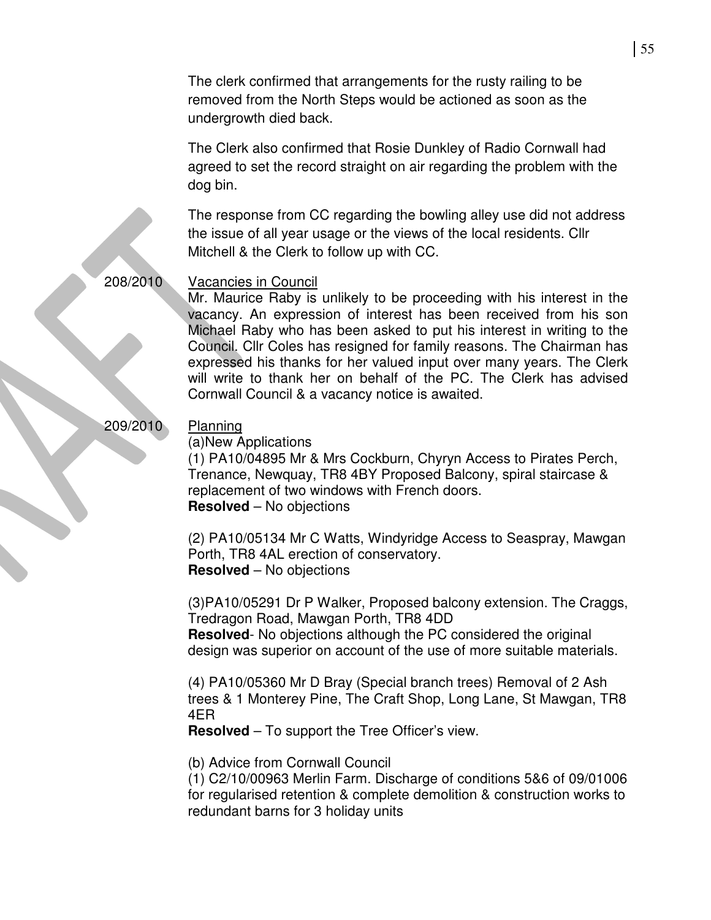The clerk confirmed that arrangements for the rusty railing to be removed from the North Steps would be actioned as soon as the undergrowth died back.

The Clerk also confirmed that Rosie Dunkley of Radio Cornwall had agreed to set the record straight on air regarding the problem with the dog bin.

The response from CC regarding the bowling alley use did not address the issue of all year usage or the views of the local residents. Cllr Mitchell & the Clerk to follow up with CC.

208/2010 <u>Vacancies in Council</u>

Mr. Maurice Raby is unlikely to be proceeding with his interest in the vacancy. An expression of interest has been received from his son Michael Raby who has been asked to put his interest in writing to the Council. Cllr Coles has resigned for family reasons. The Chairman has expressed his thanks for her valued input over many years. The Clerk will write to thank her on behalf of the PC. The Clerk has advised Cornwall Council & a vacancy notice is awaited.

209/2010 <u>Planning</u>

(a)New Applications

(1) PA10/04895 Mr & Mrs Cockburn, Chyryn Access to Pirates Perch, Trenance, Newquay, TR8 4BY Proposed Balcony, spiral staircase & replacement of two windows with French doors.
**Resolved** – No objections

(2) PA10/05134 Mr C Watts, Windyridge Access to Seaspray, Mawgan Porth, TR8 4AL erection of conservatory.
**Resolved** – No objections

(3)PA10/05291 Dr P Walker, Proposed balcony extension. The Craggs, Tredragon Road, Mawgan Porth, TR8 4DD
**Resolved**- No objections although the PC considered the original design was superior on account of the use of more suitable materials.

(4) PA10/05360 Mr D Bray (Special branch trees) Removal of 2 Ash trees & 1 Monterey Pine, The Craft Shop, Long Lane, St Mawgan, TR8 4ER
**Resolved** – To support the Tree Officer's view.

(b) Advice from Cornwall Council

(1) C2/10/00963 Merlin Farm. Discharge of conditions 5&6 of 09/01006 for regularised retention & complete demolition & construction works to redundant barns for 3 holiday units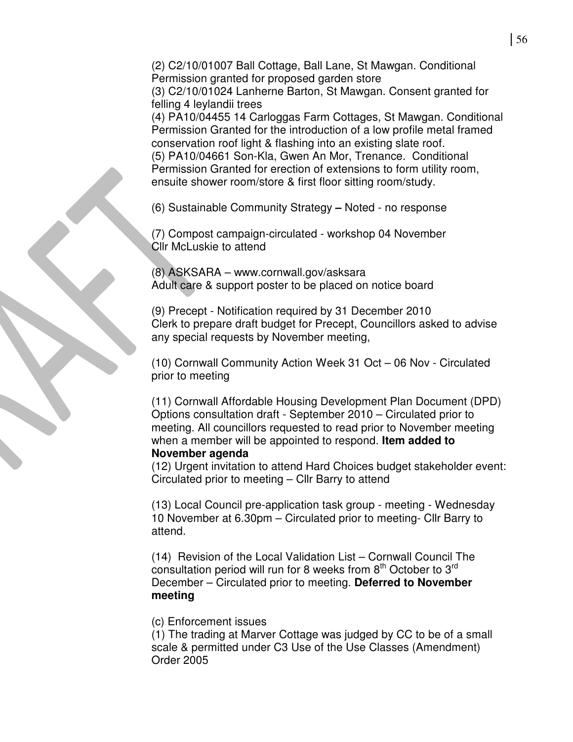(2) C2/10/01007 Ball Cottage, Ball Lane, St Mawgan. Conditional Permission granted for proposed garden store

(3) C2/10/01024 Lanherne Barton, St Mawgan. Consent granted for felling 4 leylandii trees

(4) PA10/04455 14 Carloggas Farm Cottages, St Mawgan. Conditional Permission Granted for the introduction of a low profile metal framed conservation roof light & flashing into an existing slate roof.

(5) PA10/04661 Son-Kla, Gwen An Mor, Trenance. Conditional Permission Granted for erection of extensions to form utility room, ensuite shower room/store & first floor sitting room/study.

(6) Sustainable Community Strategy **–** Noted - no response

(7) Compost campaign-circulated - workshop 04 November
Cllr McLuskie to attend

(8) ASKSARA – www.cornwall.gov/asksara
Adult care & support poster to be placed on notice board

(9) Precept - Notification required by 31 December 2010
Clerk to prepare draft budget for Precept, Councillors asked to advise any special requests by November meeting,

(10) Cornwall Community Action Week 31 Oct – 06 Nov - Circulated prior to meeting

(11) Cornwall Affordable Housing Development Plan Document (DPD) Options consultation draft - September 2010 – Circulated prior to meeting. All councillors requested to read prior to November meeting when a member will be appointed to respond. **Item added to November agenda**

(12) Urgent invitation to attend Hard Choices budget stakeholder event: Circulated prior to meeting – Cllr Barry to attend

(13) Local Council pre-application task group - meeting - Wednesday 10 November at 6.30pm – Circulated prior to meeting- Cllr Barry to attend.

(14) Revision of the Local Validation List – Cornwall Council The consultation period will run for 8 weeks from 8th October to 3rd December – Circulated prior to meeting. **Deferred to November meeting**

(c) Enforcement issues

(1) The trading at Marver Cottage was judged by CC to be of a small scale & permitted under C3 Use of the Use Classes (Amendment) Order 2005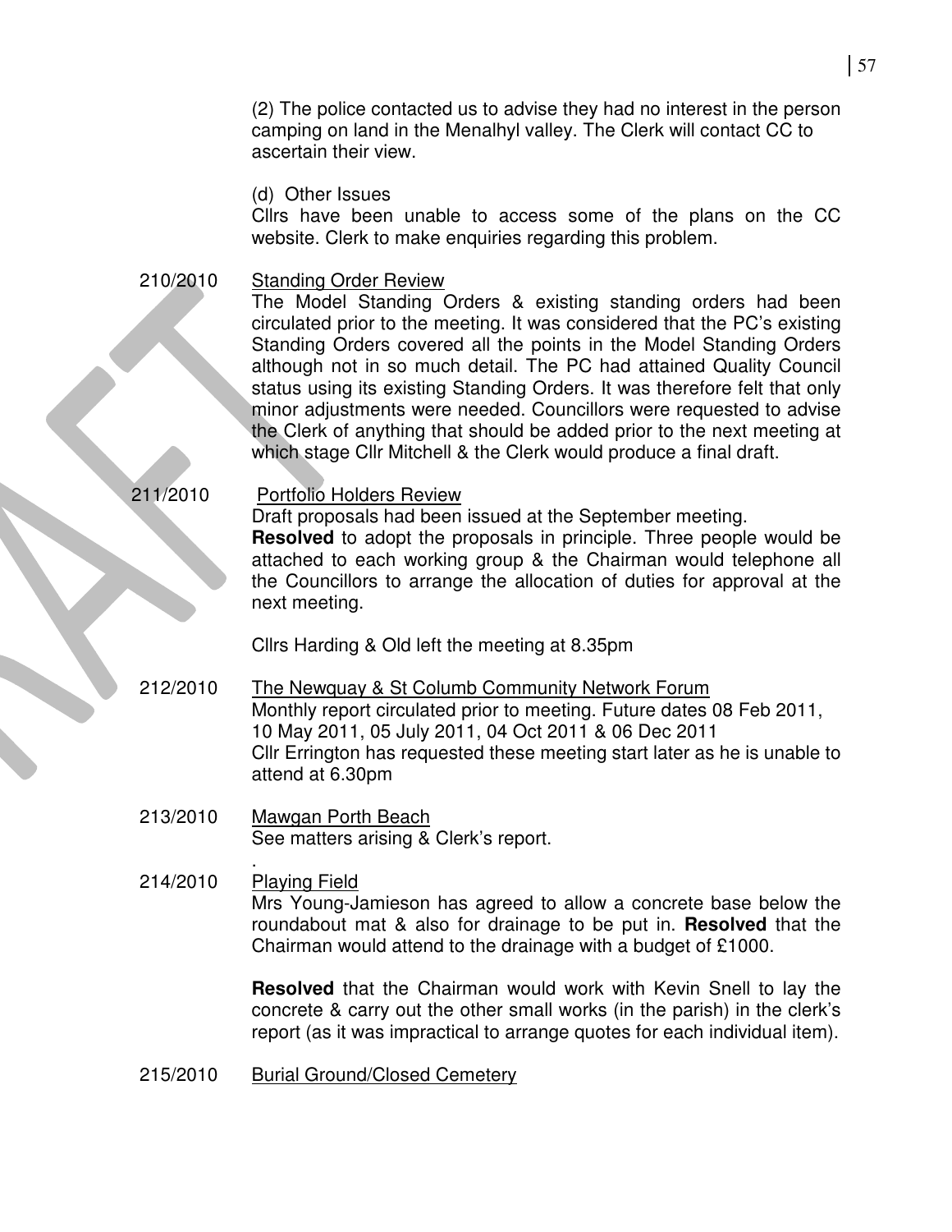(2) The police contacted us to advise they had no interest in the person camping on land in the Menalhyl valley. The Clerk will contact CC to ascertain their view.

(d) Other Issues

Cllrs have been unable to access some of the plans on the CC website. Clerk to make enquiries regarding this problem.

210/2010 Standing Order Review

The Model Standing Orders & existing standing orders had been circulated prior to the meeting. It was considered that the PC's existing Standing Orders covered all the points in the Model Standing Orders although not in so much detail. The PC had attained Quality Council status using its existing Standing Orders. It was therefore felt that only minor adjustments were needed. Councillors were requested to advise the Clerk of anything that should be added prior to the next meeting at which stage Cllr Mitchell & the Clerk would produce a final draft.

211/2010 Portfolio Holders Review

Draft proposals had been issued at the September meeting.

**Resolved** to adopt the proposals in principle. Three people would be attached to each working group & the Chairman would telephone all the Councillors to arrange the allocation of duties for approval at the next meeting.

Cllrs Harding & Old left the meeting at 8.35pm

212/2010 The Newquay & St Columb Community Network Forum

Monthly report circulated prior to meeting. Future dates 08 Feb 2011, 10 May 2011, 05 July 2011, 04 Oct 2011 & 06 Dec 2011

Cllr Errington has requested these meeting start later as he is unable to attend at 6.30pm

213/2010 Mawgan Porth Beach

See matters arising & Clerk's report.

.

214/2010 Playing Field

Mrs Young-Jamieson has agreed to allow a concrete base below the roundabout mat & also for drainage to be put in. **Resolved** that the Chairman would attend to the drainage with a budget of £1000.

**Resolved** that the Chairman would work with Kevin Snell to lay the concrete & carry out the other small works (in the parish) in the clerk's report (as it was impractical to arrange quotes for each individual item).

215/2010 Burial Ground/Closed Cemetery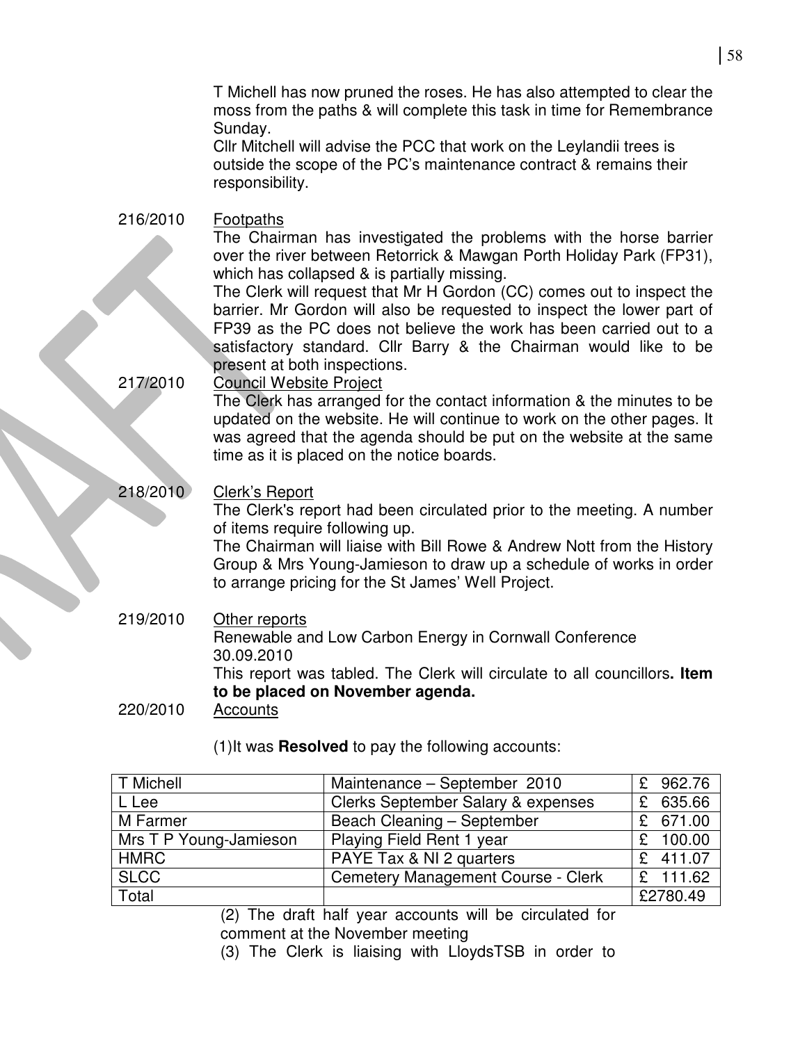T Michell has now pruned the roses. He has also attempted to clear the moss from the paths & will complete this task in time for Remembrance Sunday.

Cllr Mitchell will advise the PCC that work on the Leylandii trees is outside the scope of the PC's maintenance contract & remains their responsibility.

216/2010 Footpaths

The Chairman has investigated the problems with the horse barrier over the river between Retorrick & Mawgan Porth Holiday Park (FP31), which has collapsed & is partially missing.

The Clerk will request that Mr H Gordon (CC) comes out to inspect the barrier. Mr Gordon will also be requested to inspect the lower part of FP39 as the PC does not believe the work has been carried out to a satisfactory standard. Cllr Barry & the Chairman would like to be present at both inspections.

217/2010 Council Website Project

The Clerk has arranged for the contact information & the minutes to be updated on the website. He will continue to work on the other pages. It was agreed that the agenda should be put on the website at the same time as it is placed on the notice boards.

218/2010 Clerk's Report

The Clerk's report had been circulated prior to the meeting. A number of items require following up.

The Chairman will liaise with Bill Rowe & Andrew Nott from the History Group & Mrs Young-Jamieson to draw up a schedule of works in order to arrange pricing for the St James' Well Project.

219/2010 Other reports

Renewable and Low Carbon Energy in Cornwall Conference 30.09.2010

This report was tabled. The Clerk will circulate to all councillors**. Item to be placed on November agenda.**

220/2010 Accounts

(1)It was **Resolved** to pay the following accounts:

| | | |
|---|---|---|
| T Michell | Maintenance – September 2010 | £ 962.76 |
| L Lee | Clerks September Salary & expenses | £ 635.66 |
| M Farmer | Beach Cleaning – September | £ 671.00 |
| Mrs T P Young-Jamieson | Playing Field Rent 1 year | £ 100.00 |
| HMRC | PAYE Tax & NI 2 quarters | £ 411.07 |
| SLCC | Cemetery Management Course - Clerk | £ 111.62 |
| Total | | £2780.49 |

(2) The draft half year accounts will be circulated for comment at the November meeting

(3) The Clerk is liaising with LloydsTSB in order to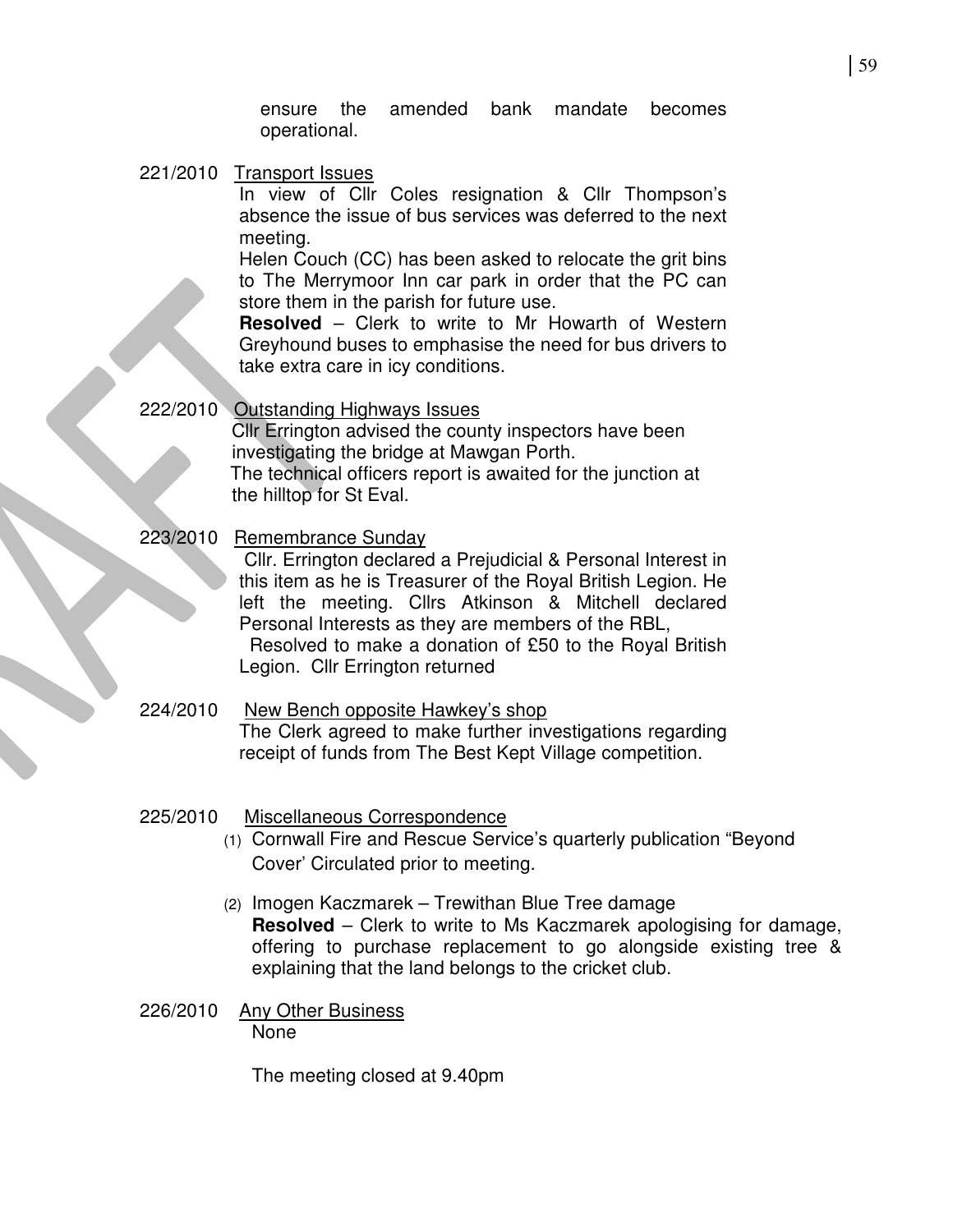ensure the amended bank mandate becomes operational.

221/2010 Transport Issues

In view of Cllr Coles resignation & Cllr Thompson's absence the issue of bus services was deferred to the next meeting.

Helen Couch (CC) has been asked to relocate the grit bins to The Merrymoor Inn car park in order that the PC can store them in the parish for future use.

**Resolved** – Clerk to write to Mr Howarth of Western Greyhound buses to emphasise the need for bus drivers to take extra care in icy conditions.

222/2010 Outstanding Highways Issues

Cllr Errington advised the county inspectors have been investigating the bridge at Mawgan Porth.

The technical officers report is awaited for the junction at the hilltop for St Eval.

223/2010 Remembrance Sunday

Cllr. Errington declared a Prejudicial & Personal Interest in this item as he is Treasurer of the Royal British Legion. He left the meeting. Cllrs Atkinson & Mitchell declared Personal Interests as they are members of the RBL,

Resolved to make a donation of £50 to the Royal British Legion. Cllr Errington returned

224/2010 New Bench opposite Hawkey's shop

The Clerk agreed to make further investigations regarding receipt of funds from The Best Kept Village competition.

225/2010 Miscellaneous Correspondence

(1) Cornwall Fire and Rescue Service's quarterly publication "Beyond Cover' Circulated prior to meeting.

(2) Imogen Kaczmarek – Trewithan Blue Tree damage
**Resolved** – Clerk to write to Ms Kaczmarek apologising for damage, offering to purchase replacement to go alongside existing tree & explaining that the land belongs to the cricket club.

226/2010 Any Other Business

None

The meeting closed at 9.40pm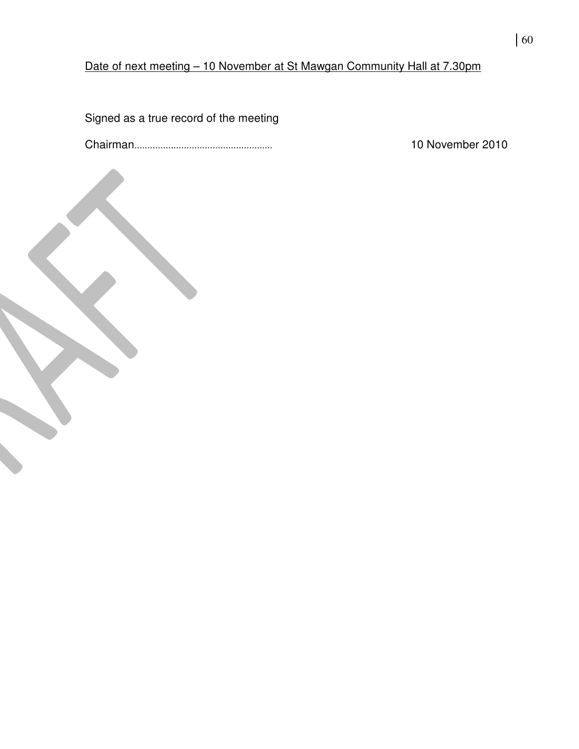<u>Date of next meeting – 10 November at St Mawgan Community Hall at 7.30pm</u>

Signed as a true record of the meeting

Chairman.................................................... 10 November 2010